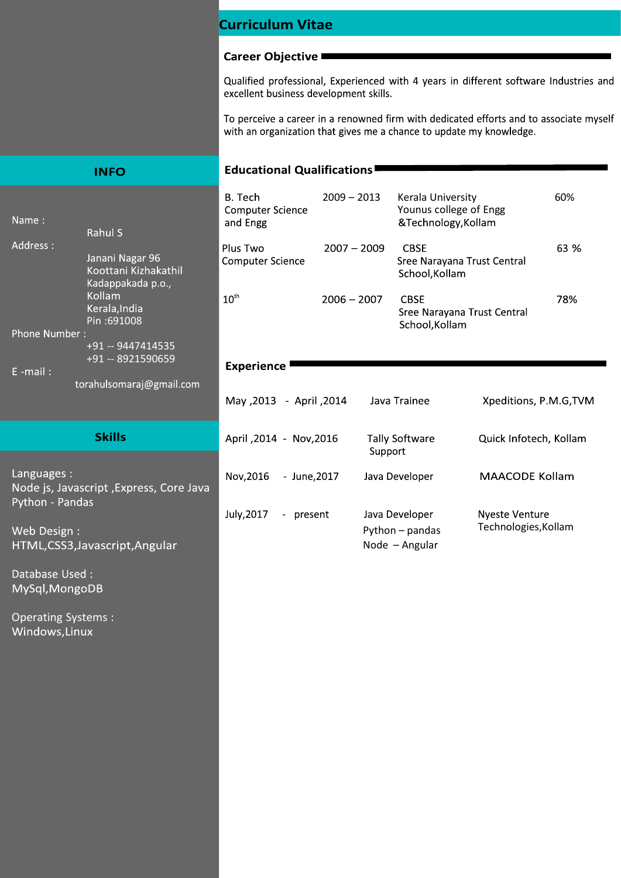# Curriculum Vitae

## Career Objective

Qualified professional, Experienced with 4 years in different software Industries and excellent business development skills.

To perceive a career in a renowned firm with dedicated efforts and to associate myself with an organization that gives me a chance to update my knowledge.

## INFO

**Name :** Rahul S

**Address :**
Janani Nagar 96
Koottani Kizhakathil
Kadappakada p.o.,
Kollam
Kerala,India
Pin :691008

**Phone Number :**
+91 -- 9447414535
+91 -- 8921590659

**E -mail :** torahulsomaraj@gmail.com

## Skills

Languages :
Node js, Javascript ,Express, Core Java
Python - Pandas

Web Design :
HTML,CSS3,Javascript,Angular

Database Used :
MySql,MongoDB

Operating Systems :
Windows,Linux

## Educational Qualifications

| Course | Year | Board / Institution | Score |
|---|---|---|---|
| B. Tech Computer Science and Engg | 2009 – 2013 | Kerala University Younus college of Engg &Technology,Kollam | 60% |
| Plus Two Computer Science | 2007 – 2009 | CBSE Sree Narayana Trust Central School,Kollam | 63 % |
| 10th | 2006 – 2007 | CBSE Sree Narayana Trust Central School,Kollam | 78% |

## Experience

| Period | Role | Company |
|---|---|---|
| May ,2013 - April ,2014 | Java Trainee | Xpeditions, P.M.G,TVM |
| April ,2014 - Nov,2016 | Tally Software Support | Quick Infotech, Kollam |
| Nov,2016 - June,2017 | Java Developer | MAACODE Kollam |
| July,2017 - present | Java Developer, Python – pandas, Node – Angular | Nyeste Venture Technologies,Kollam |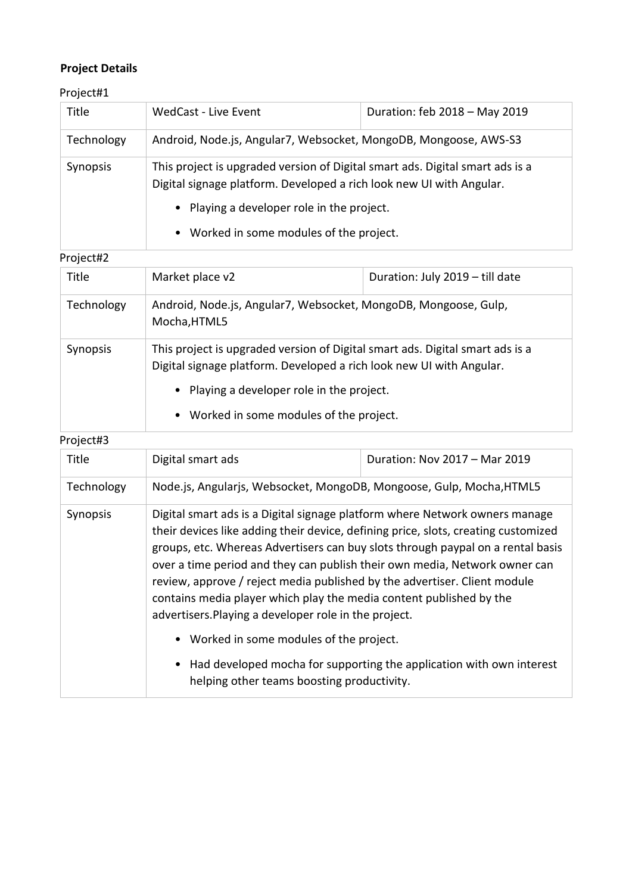**Project Details**

Project#1

| Title | WedCast - Live Event | Duration: feb 2018 – May 2019 |
|---|---|---|
| Technology | Android, Node.js, Angular7, Websocket, MongoDB, Mongoose, AWS-S3 | |
| Synopsis | This project is upgraded version of Digital smart ads. Digital smart ads is a Digital signage platform. Developed a rich look new UI with Angular.<br>• Playing a developer role in the project.<br>• Worked in some modules of the project. | |

Project#2

| Title | Market place v2 | Duration: July 2019 – till date |
|---|---|---|
| Technology | Android, Node.js, Angular7, Websocket, MongoDB, Mongoose, Gulp, Mocha,HTML5 | |
| Synopsis | This project is upgraded version of Digital smart ads. Digital smart ads is a Digital signage platform. Developed a rich look new UI with Angular.<br>• Playing a developer role in the project.<br>• Worked in some modules of the project. | |

Project#3

| Title | Digital smart ads | Duration: Nov 2017 – Mar 2019 |
|---|---|---|
| Technology | Node.js, Angularjs, Websocket, MongoDB, Mongoose, Gulp, Mocha,HTML5 | |
| Synopsis | Digital smart ads is a Digital signage platform where Network owners manage their devices like adding their device, defining price, slots, creating customized groups, etc. Whereas Advertisers can buy slots through paypal on a rental basis over a time period and they can publish their own media, Network owner can review, approve / reject media published by the advertiser. Client module contains media player which play the media content published by the advertisers.Playing a developer role in the project.<br>• Worked in some modules of the project.<br>• Had developed mocha for supporting the application with own interest helping other teams boosting productivity. | |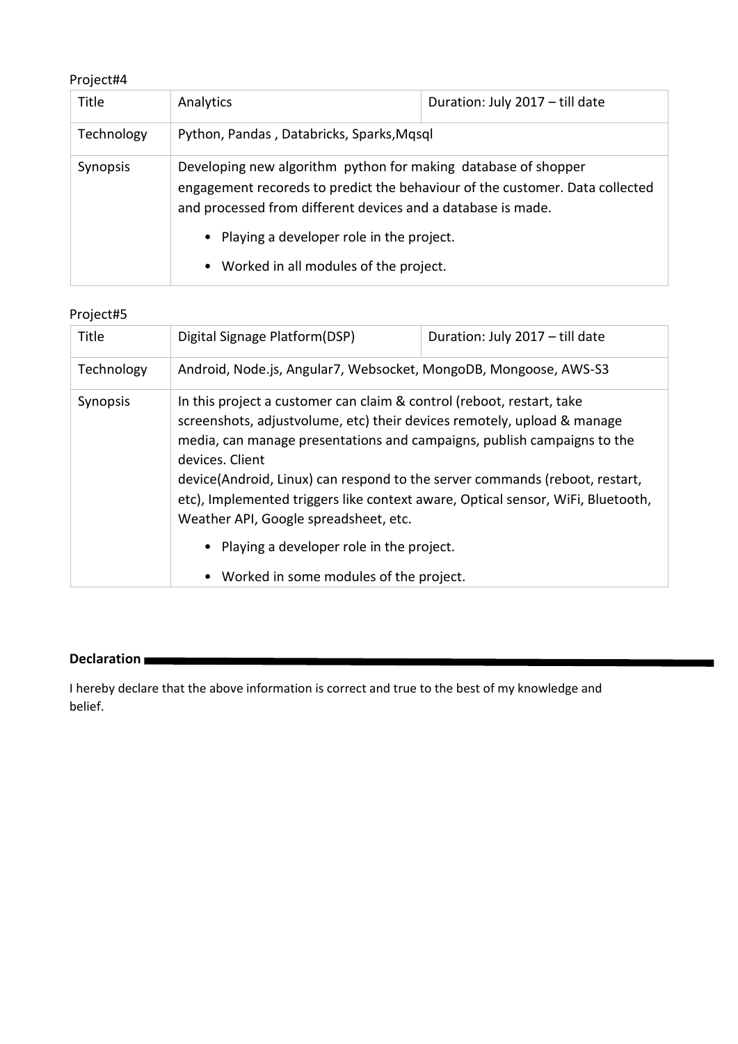Project#4

| | | |
|---|---|---|
| Title | Analytics | Duration: July 2017 – till date |
| Technology | Python, Pandas , Databricks, Sparks,Mqsql | |
| Synopsis | Developing new algorithm python for making database of shopper engagement recoreds to predict the behaviour of the customer. Data collected and processed from different devices and a database is made.<br>• Playing a developer role in the project.<br>• Worked in all modules of the project. | |

Project#5

| | | |
|---|---|---|
| Title | Digital Signage Platform(DSP) | Duration: July 2017 – till date |
| Technology | Android, Node.js, Angular7, Websocket, MongoDB, Mongoose, AWS-S3 | |
| Synopsis | In this project a customer can claim & control (reboot, restart, take screenshots, adjustvolume, etc) their devices remotely, upload & manage media, can manage presentations and campaigns, publish campaigns to the devices. Client device(Android, Linux) can respond to the server commands (reboot, restart, etc), Implemented triggers like context aware, Optical sensor, WiFi, Bluetooth, Weather API, Google spreadsheet, etc.<br>• Playing a developer role in the project.<br>• Worked in some modules of the project. | |

**Declaration**

I hereby declare that the above information is correct and true to the best of my knowledge and belief.